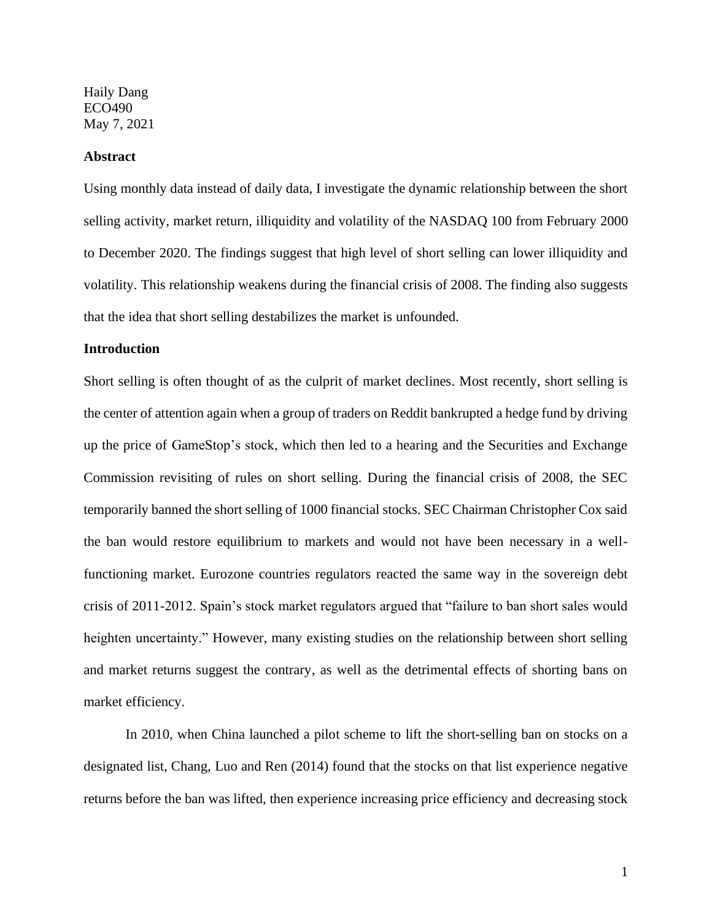Haily Dang
ECO490
May 7, 2021

**Abstract**

Using monthly data instead of daily data, I investigate the dynamic relationship between the short selling activity, market return, illiquidity and volatility of the NASDAQ 100 from February 2000 to December 2020. The findings suggest that high level of short selling can lower illiquidity and volatility. This relationship weakens during the financial crisis of 2008. The finding also suggests that the idea that short selling destabilizes the market is unfounded.

**Introduction**

Short selling is often thought of as the culprit of market declines. Most recently, short selling is the center of attention again when a group of traders on Reddit bankrupted a hedge fund by driving up the price of GameStop's stock, which then led to a hearing and the Securities and Exchange Commission revisiting of rules on short selling. During the financial crisis of 2008, the SEC temporarily banned the short selling of 1000 financial stocks. SEC Chairman Christopher Cox said the ban would restore equilibrium to markets and would not have been necessary in a well-functioning market. Eurozone countries regulators reacted the same way in the sovereign debt crisis of 2011-2012. Spain's stock market regulators argued that "failure to ban short sales would heighten uncertainty." However, many existing studies on the relationship between short selling and market returns suggest the contrary, as well as the detrimental effects of shorting bans on market efficiency.

In 2010, when China launched a pilot scheme to lift the short-selling ban on stocks on a designated list, Chang, Luo and Ren (2014) found that the stocks on that list experience negative returns before the ban was lifted, then experience increasing price efficiency and decreasing stock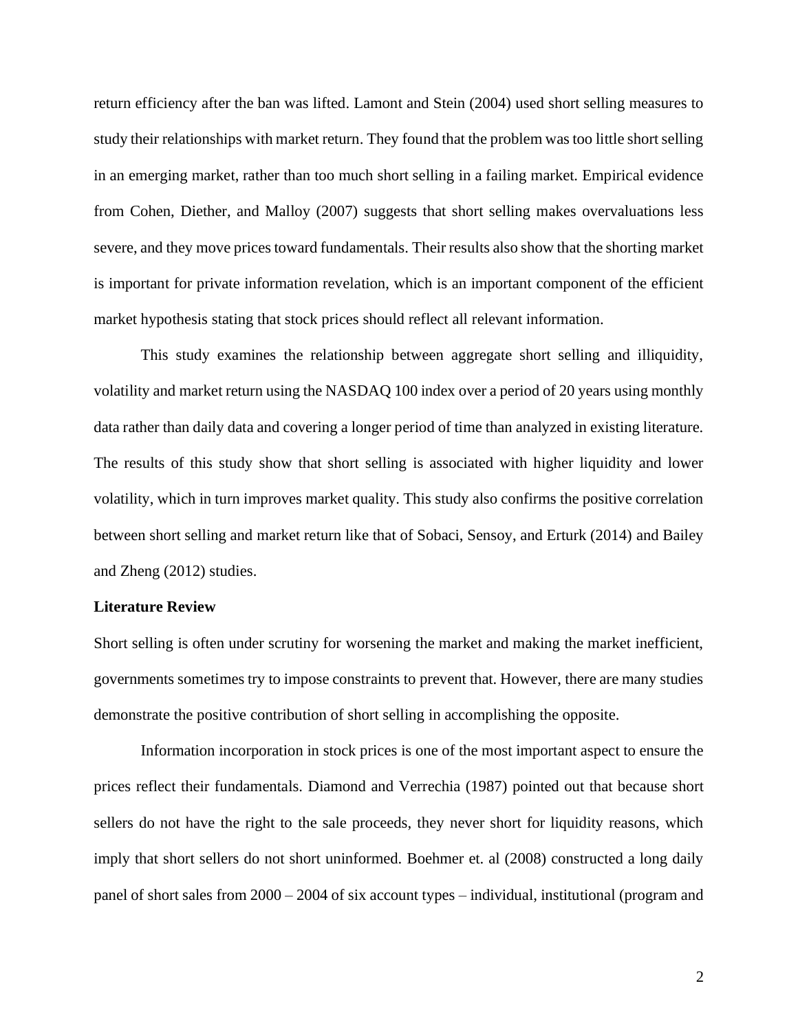return efficiency after the ban was lifted. Lamont and Stein (2004) used short selling measures to study their relationships with market return. They found that the problem was too little short selling in an emerging market, rather than too much short selling in a failing market. Empirical evidence from Cohen, Diether, and Malloy (2007) suggests that short selling makes overvaluations less severe, and they move prices toward fundamentals. Their results also show that the shorting market is important for private information revelation, which is an important component of the efficient market hypothesis stating that stock prices should reflect all relevant information.

This study examines the relationship between aggregate short selling and illiquidity, volatility and market return using the NASDAQ 100 index over a period of 20 years using monthly data rather than daily data and covering a longer period of time than analyzed in existing literature. The results of this study show that short selling is associated with higher liquidity and lower volatility, which in turn improves market quality. This study also confirms the positive correlation between short selling and market return like that of Sobaci, Sensoy, and Erturk (2014) and Bailey and Zheng (2012) studies.

**Literature Review**

Short selling is often under scrutiny for worsening the market and making the market inefficient, governments sometimes try to impose constraints to prevent that. However, there are many studies demonstrate the positive contribution of short selling in accomplishing the opposite.

Information incorporation in stock prices is one of the most important aspect to ensure the prices reflect their fundamentals. Diamond and Verrechia (1987) pointed out that because short sellers do not have the right to the sale proceeds, they never short for liquidity reasons, which imply that short sellers do not short uninformed. Boehmer et. al (2008) constructed a long daily panel of short sales from 2000 – 2004 of six account types – individual, institutional (program and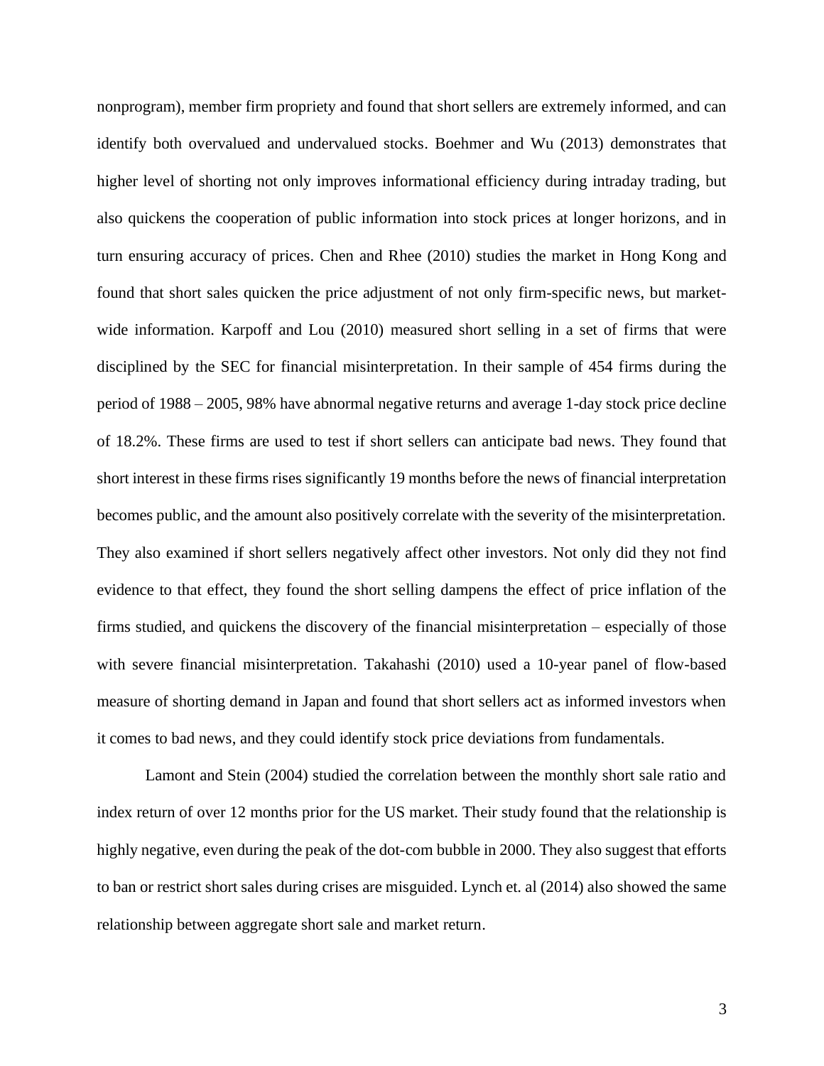nonprogram), member firm propriety and found that short sellers are extremely informed, and can identify both overvalued and undervalued stocks. Boehmer and Wu (2013) demonstrates that higher level of shorting not only improves informational efficiency during intraday trading, but also quickens the cooperation of public information into stock prices at longer horizons, and in turn ensuring accuracy of prices. Chen and Rhee (2010) studies the market in Hong Kong and found that short sales quicken the price adjustment of not only firm-specific news, but market-wide information. Karpoff and Lou (2010) measured short selling in a set of firms that were disciplined by the SEC for financial misinterpretation. In their sample of 454 firms during the period of 1988 – 2005, 98% have abnormal negative returns and average 1-day stock price decline of 18.2%. These firms are used to test if short sellers can anticipate bad news. They found that short interest in these firms rises significantly 19 months before the news of financial interpretation becomes public, and the amount also positively correlate with the severity of the misinterpretation. They also examined if short sellers negatively affect other investors. Not only did they not find evidence to that effect, they found the short selling dampens the effect of price inflation of the firms studied, and quickens the discovery of the financial misinterpretation – especially of those with severe financial misinterpretation. Takahashi (2010) used a 10-year panel of flow-based measure of shorting demand in Japan and found that short sellers act as informed investors when it comes to bad news, and they could identify stock price deviations from fundamentals.

Lamont and Stein (2004) studied the correlation between the monthly short sale ratio and index return of over 12 months prior for the US market. Their study found that the relationship is highly negative, even during the peak of the dot-com bubble in 2000. They also suggest that efforts to ban or restrict short sales during crises are misguided. Lynch et. al (2014) also showed the same relationship between aggregate short sale and market return.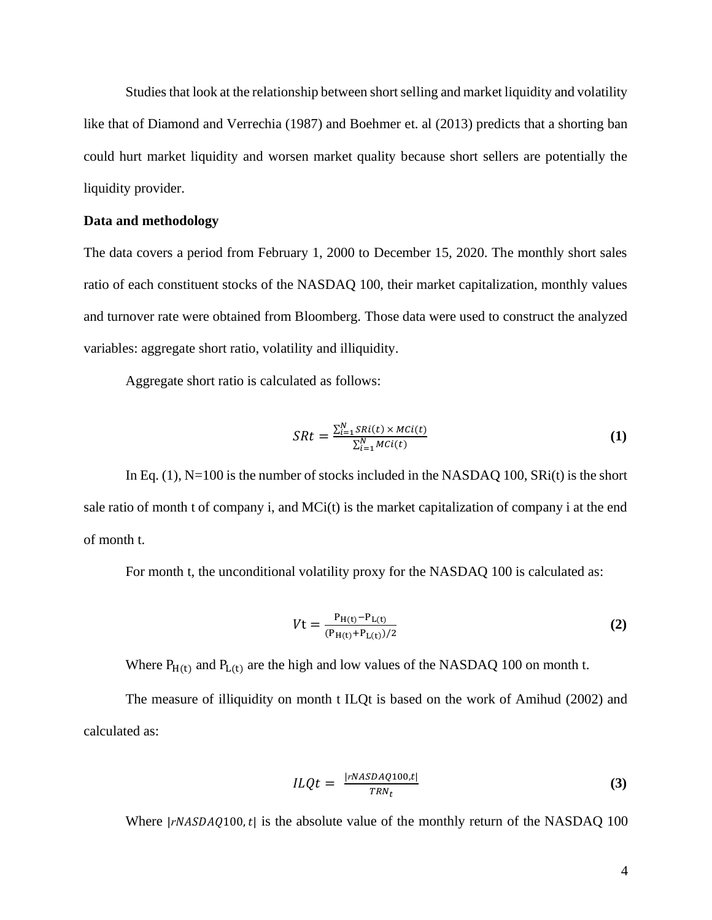Studies that look at the relationship between short selling and market liquidity and volatility like that of Diamond and Verrechia (1987) and Boehmer et. al (2013) predicts that a shorting ban could hurt market liquidity and worsen market quality because short sellers are potentially the liquidity provider.

**Data and methodology**

The data covers a period from February 1, 2000 to December 15, 2020. The monthly short sales ratio of each constituent stocks of the NASDAQ 100, their market capitalization, monthly values and turnover rate were obtained from Bloomberg. Those data were used to construct the analyzed variables: aggregate short ratio, volatility and illiquidity.

Aggregate short ratio is calculated as follows:

$$SRt = \frac{\sum_{i=1}^{N} SRi(t) \times MCi(t)}{\sum_{i=1}^{N} MCi(t)} \quad \textbf{(1)}$$

In Eq. (1), N=100 is the number of stocks included in the NASDAQ 100, SRi(t) is the short sale ratio of month t of company i, and MCi(t) is the market capitalization of company i at the end of month t.

For month t, the unconditional volatility proxy for the NASDAQ 100 is calculated as:

$$Vt = \frac{P_{H(t)} - P_{L(t)}}{(P_{H(t)} + P_{L(t)})/2} \quad \textbf{(2)}$$

Where $P_{H(t)}$ and $P_{L(t)}$ are the high and low values of the NASDAQ 100 on month t.

The measure of illiquidity on month t ILQt is based on the work of Amihud (2002) and calculated as:

$$ILQt = \frac{|rNASDAQ100,t|}{TRN_t} \quad \textbf{(3)}$$

Where $|rNASDAQ100,t|$ is the absolute value of the monthly return of the NASDAQ 100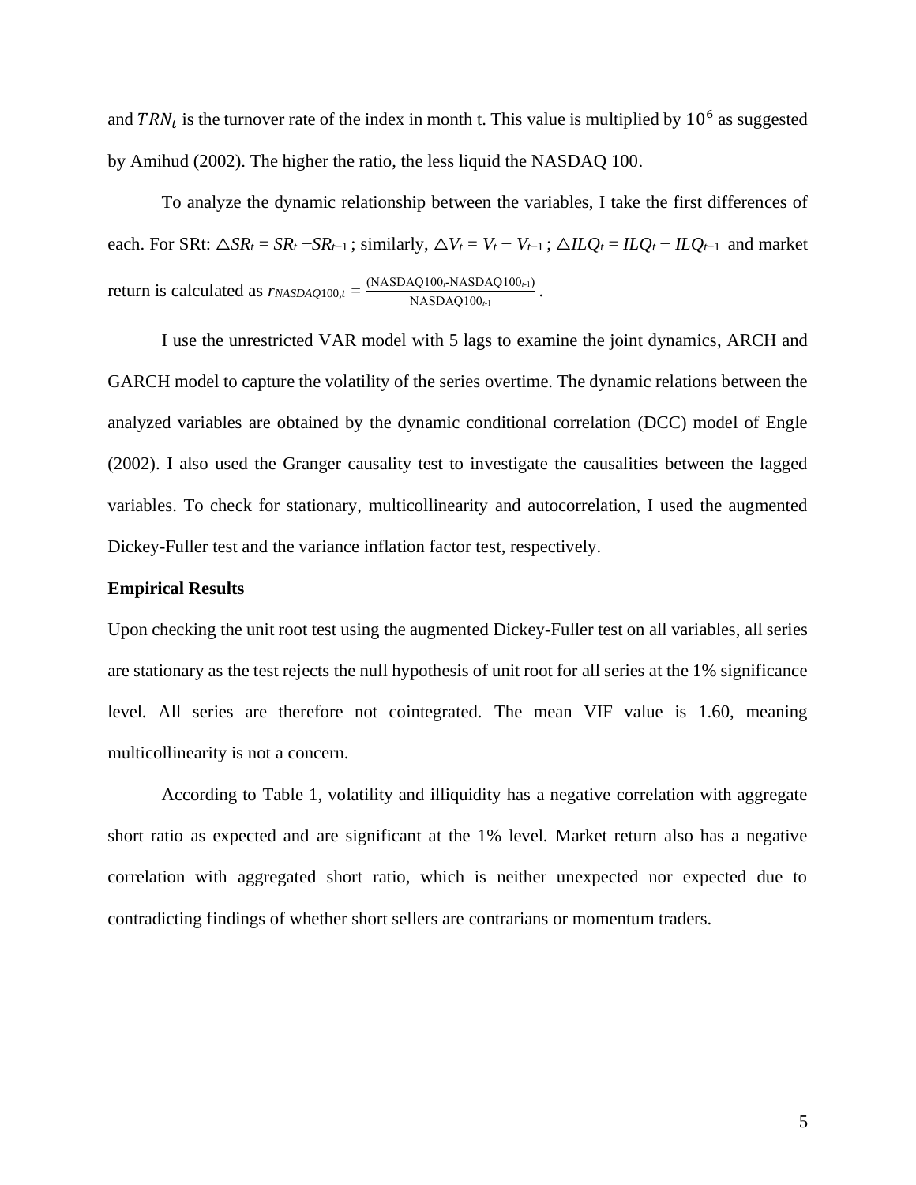and $TRN_t$ is the turnover rate of the index in month t. This value is multiplied by $10^6$ as suggested by Amihud (2002). The higher the ratio, the less liquid the NASDAQ 100.

To analyze the dynamic relationship between the variables, I take the first differences of each. For SRt: $\triangle SR_t = SR_t - SR_{t-1}$ ; similarly, $\triangle V_t = V_t - V_{t-1}$ ; $\triangle ILQ_t = ILQ_t - ILQ_{t-1}$ and market return is calculated as $r_{NASDAQ100,t} = \frac{(\text{NASDAQ100}_t - \text{NASDAQ100}_{t-1})}{\text{NASDAQ100}_{t-1}}$.

I use the unrestricted VAR model with 5 lags to examine the joint dynamics, ARCH and GARCH model to capture the volatility of the series overtime. The dynamic relations between the analyzed variables are obtained by the dynamic conditional correlation (DCC) model of Engle (2002). I also used the Granger causality test to investigate the causalities between the lagged variables. To check for stationary, multicollinearity and autocorrelation, I used the augmented Dickey-Fuller test and the variance inflation factor test, respectively.

**Empirical Results**

Upon checking the unit root test using the augmented Dickey-Fuller test on all variables, all series are stationary as the test rejects the null hypothesis of unit root for all series at the 1% significance level. All series are therefore not cointegrated. The mean VIF value is 1.60, meaning multicollinearity is not a concern.

According to Table 1, volatility and illiquidity has a negative correlation with aggregate short ratio as expected and are significant at the 1% level. Market return also has a negative correlation with aggregated short ratio, which is neither unexpected nor expected due to contradicting findings of whether short sellers are contrarians or momentum traders.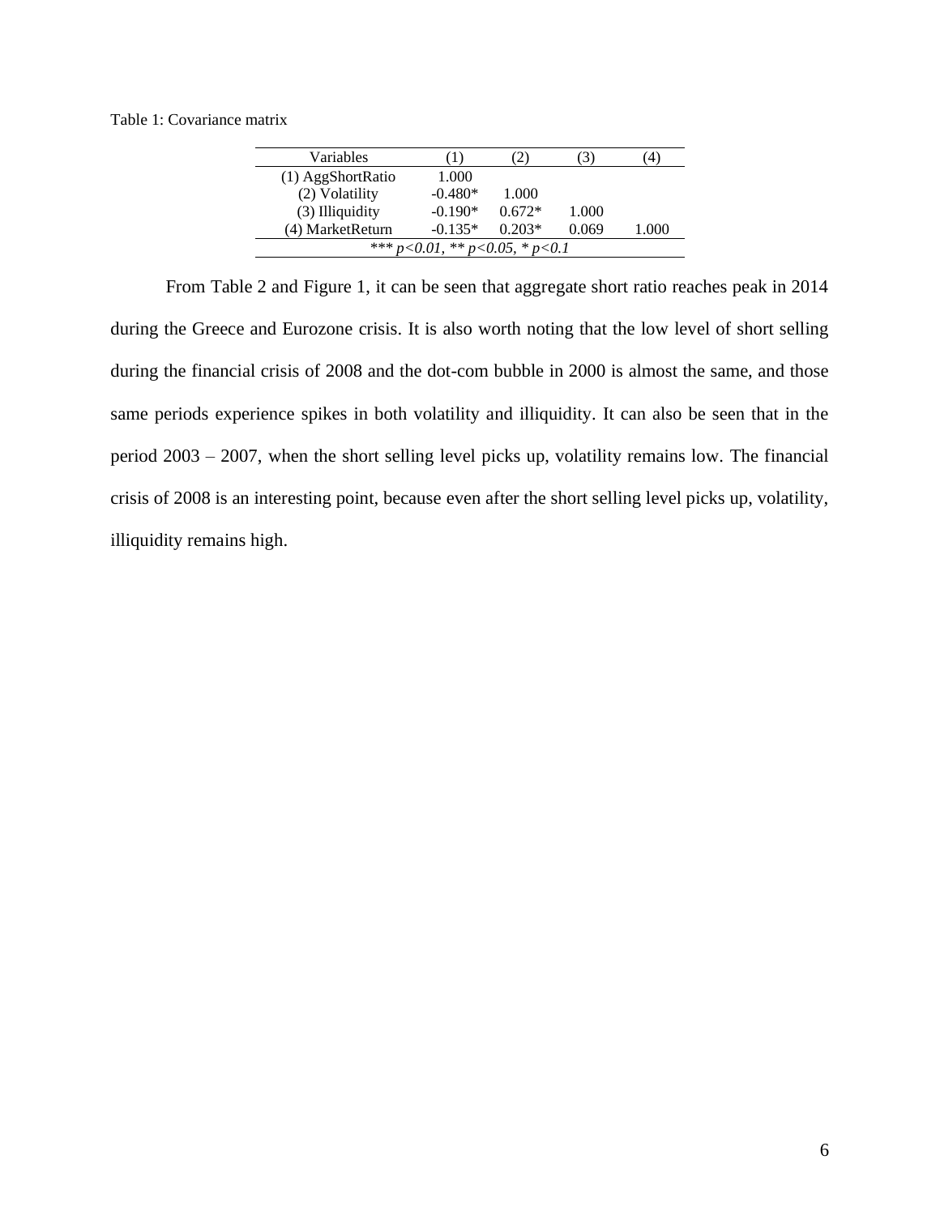Table 1: Covariance matrix

| Variables | (1) | (2) | (3) | (4) |
|---|---|---|---|---|
| (1) AggShortRatio | 1.000 | | | |
| (2) Volatility | -0.480* | 1.000 | | |
| (3) Illiquidity | -0.190* | 0.672* | 1.000 | |
| (4) MarketReturn | -0.135* | 0.203* | 0.069 | 1.000 |
| *** $p<0.01$, ** $p<0.05$, * $p<0.1$ | | | | |

From Table 2 and Figure 1, it can be seen that aggregate short ratio reaches peak in 2014 during the Greece and Eurozone crisis. It is also worth noting that the low level of short selling during the financial crisis of 2008 and the dot-com bubble in 2000 is almost the same, and those same periods experience spikes in both volatility and illiquidity. It can also be seen that in the period 2003 – 2007, when the short selling level picks up, volatility remains low. The financial crisis of 2008 is an interesting point, because even after the short selling level picks up, volatility, illiquidity remains high.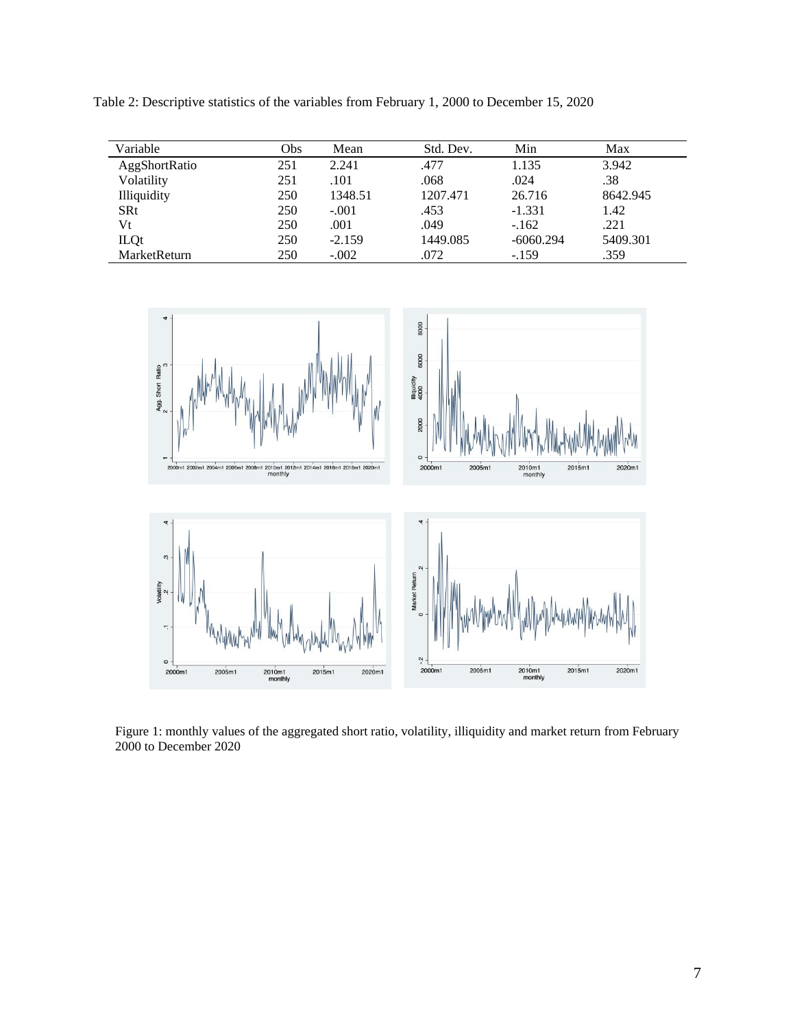Table 2: Descriptive statistics of the variables from February 1, 2000 to December 15, 2020

| Variable | Obs | Mean | Std. Dev. | Min | Max |
|---|---|---|---|---|---|
| AggShortRatio | 251 | 2.241 | .477 | 1.135 | 3.942 |
| Volatility | 251 | .101 | .068 | .024 | .38 |
| Illiquidity | 250 | 1348.51 | 1207.471 | 26.716 | 8642.945 |
| SRt | 250 | -.001 | .453 | -1.331 | 1.42 |
| Vt | 250 | .001 | .049 | -.162 | .221 |
| ILQt | 250 | -2.159 | 1449.085 | -6060.294 | 5409.301 |
| MarketReturn | 250 | -.002 | .072 | -.159 | .359 |

Figure 1: monthly values of the aggregated short ratio, volatility, illiquidity and market return from February 2000 to December 2020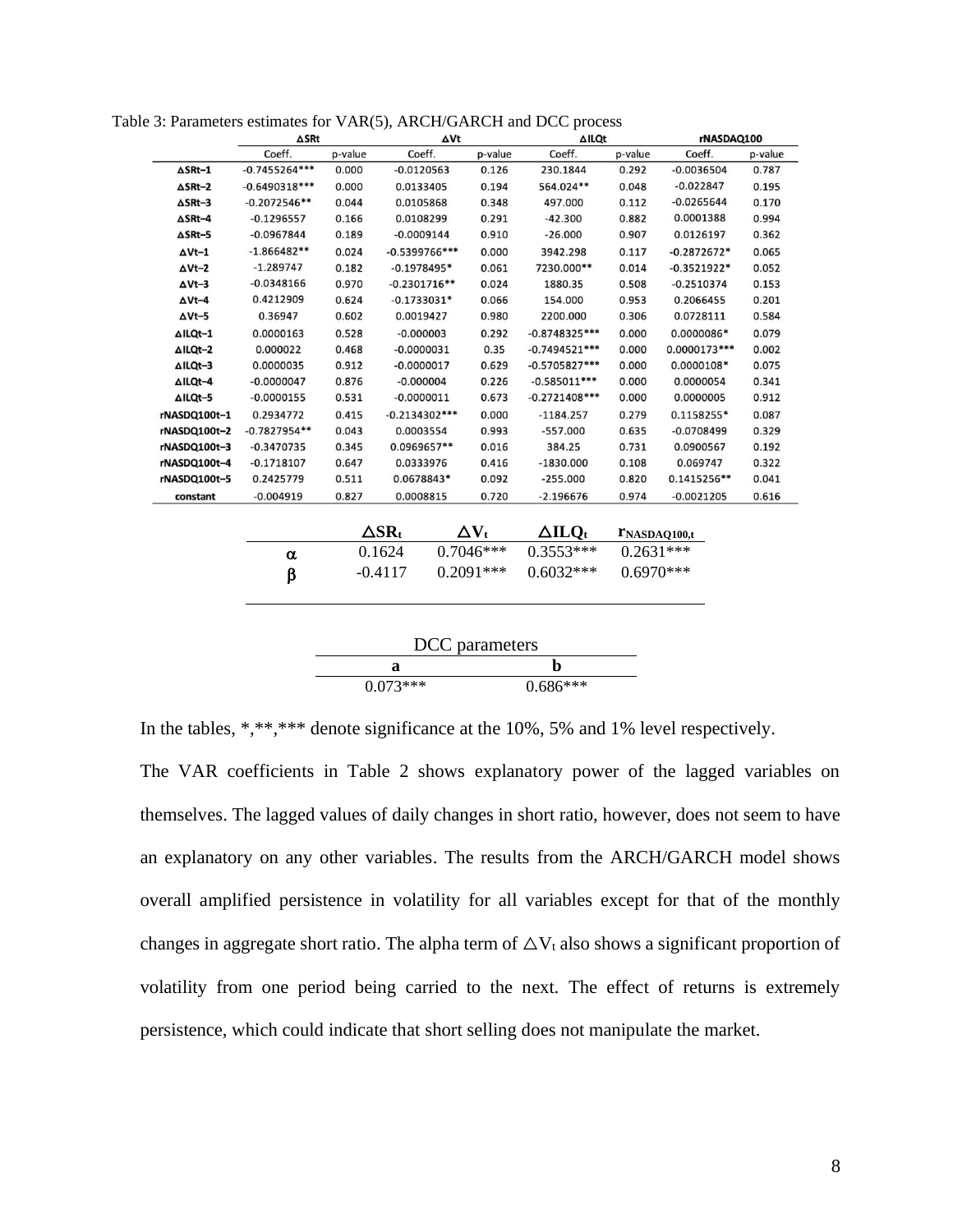Table 3: Parameters estimates for VAR(5), ARCH/GARCH and DCC process

| | ΔSRt | | ΔVt | | ΔILQt | | rNASDAQ100 | |
|---|---|---|---|---|---|---|---|---|
| | Coeff. | p-value | Coeff. | p-value | Coeff. | p-value | Coeff. | p-value |
| ΔSRt−1 | -0.7455264*** | 0.000 | -0.0120563 | 0.126 | 230.1844 | 0.292 | -0.0036504 | 0.787 |
| ΔSRt−2 | -0.6490318*** | 0.000 | 0.0133405 | 0.194 | 564.024** | 0.048 | -0.022847 | 0.195 |
| ΔSRt−3 | -0.2072546** | 0.044 | 0.0105868 | 0.348 | 497.000 | 0.112 | -0.0265644 | 0.170 |
| ΔSRt−4 | -0.1296557 | 0.166 | 0.0108299 | 0.291 | -42.300 | 0.882 | 0.0001388 | 0.994 |
| ΔSRt−5 | -0.0967844 | 0.189 | -0.0009144 | 0.910 | -26.000 | 0.907 | 0.0126197 | 0.362 |
| ΔVt−1 | -1.866482** | 0.024 | -0.5399766*** | 0.000 | 3942.298 | 0.117 | -0.2872672* | 0.065 |
| ΔVt−2 | -1.289747 | 0.182 | -0.1978495* | 0.061 | 7230.000** | 0.014 | -0.3521922* | 0.052 |
| ΔVt−3 | -0.0348166 | 0.970 | -0.2301716** | 0.024 | 1880.35 | 0.508 | -0.2510374 | 0.153 |
| ΔVt−4 | 0.4212909 | 0.624 | -0.1733031* | 0.066 | 154.000 | 0.953 | 0.2066455 | 0.201 |
| ΔVt−5 | 0.36947 | 0.602 | 0.0019427 | 0.980 | 2200.000 | 0.306 | 0.0728111 | 0.584 |
| ΔILQt−1 | 0.0000163 | 0.528 | -0.000003 | 0.292 | -0.8748325*** | 0.000 | 0.0000086* | 0.079 |
| ΔILQt−2 | 0.000022 | 0.468 | -0.0000031 | 0.35 | -0.7494521*** | 0.000 | 0.0000173*** | 0.002 |
| ΔILQt−3 | 0.0000035 | 0.912 | -0.0000017 | 0.629 | -0.5705827*** | 0.000 | 0.0000108* | 0.075 |
| ΔILQt−4 | -0.0000047 | 0.876 | -0.000004 | 0.226 | -0.585011*** | 0.000 | 0.0000054 | 0.341 |
| ΔILQt−5 | -0.0000155 | 0.531 | -0.0000011 | 0.673 | -0.2721408*** | 0.000 | 0.0000005 | 0.912 |
| rNASDQ100t−1 | 0.2934772 | 0.415 | -0.2134302*** | 0.000 | -1184.257 | 0.279 | 0.1158255* | 0.087 |
| rNASDQ100t−2 | -0.7827954** | 0.043 | 0.0003554 | 0.993 | -557.000 | 0.635 | -0.0708499 | 0.329 |
| rNASDQ100t−3 | -0.3470735 | 0.345 | 0.0969657** | 0.016 | 384.25 | 0.731 | 0.0900567 | 0.192 |
| rNASDQ100t−4 | -0.1718107 | 0.647 | 0.0333976 | 0.416 | -1830.000 | 0.108 | 0.069747 | 0.322 |
| rNASDQ100t−5 | 0.2425779 | 0.511 | 0.0678843* | 0.092 | -255.000 | 0.820 | 0.1415256** | 0.041 |
| constant | -0.004919 | 0.827 | 0.0008815 | 0.720 | -2.196676 | 0.974 | -0.0021205 | 0.616 |

| | $\Delta SR_t$ | $\Delta V_t$ | $\Delta ILQ_t$ | $r_{NASDAQ100,t}$ |
|---|---|---|---|---|
| $\alpha$ | 0.1624 | 0.7046*** | 0.3553*** | 0.2631*** |
| $\beta$ | -0.4117 | 0.2091*** | 0.6032*** | 0.6970*** |

| DCC parameters | |
|---|---|
| a | b |
| 0.073*** | 0.686*** |

In the tables, *,**,*** denote significance at the 10%, 5% and 1% level respectively.

The VAR coefficients in Table 2 shows explanatory power of the lagged variables on themselves. The lagged values of daily changes in short ratio, however, does not seem to have an explanatory on any other variables. The results from the ARCH/GARCH model shows overall amplified persistence in volatility for all variables except for that of the monthly changes in aggregate short ratio. The alpha term of $\Delta V_t$ also shows a significant proportion of volatility from one period being carried to the next. The effect of returns is extremely persistence, which could indicate that short selling does not manipulate the market.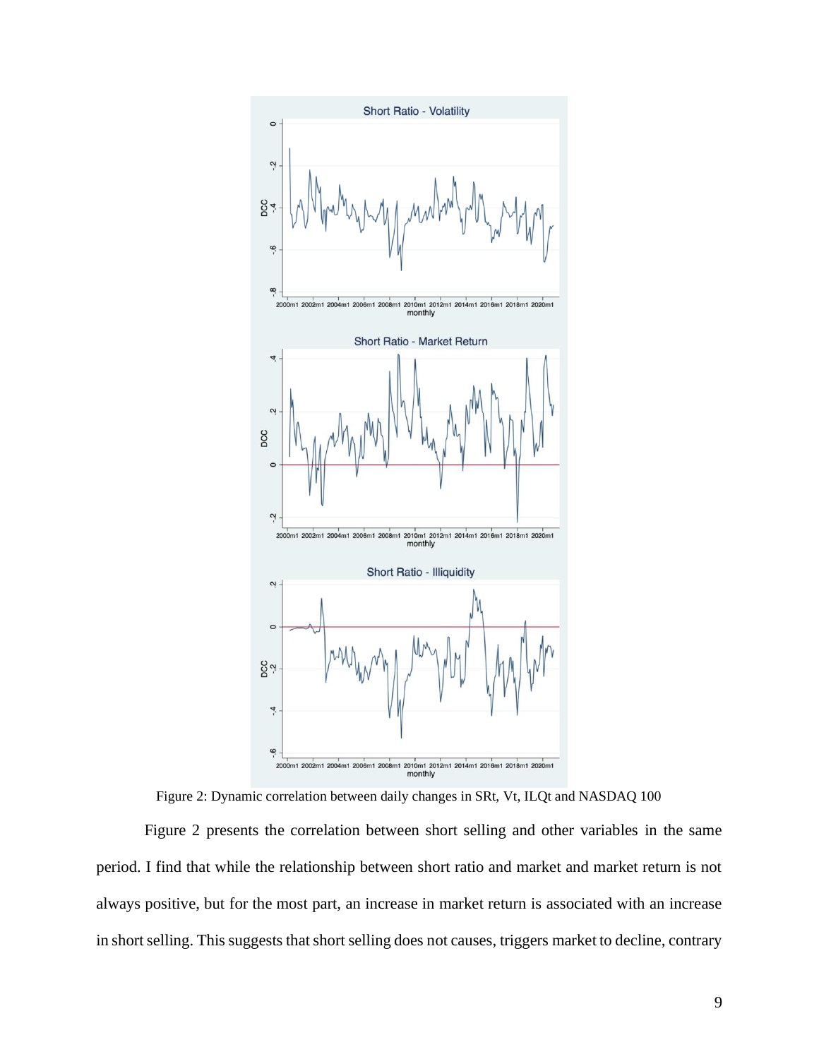Figure 2: Dynamic correlation between daily changes in SRt, Vt, ILQt and NASDAQ 100

Figure 2 presents the correlation between short selling and other variables in the same period. I find that while the relationship between short ratio and market and market return is not always positive, but for the most part, an increase in market return is associated with an increase in short selling. This suggests that short selling does not causes, triggers market to decline, contrary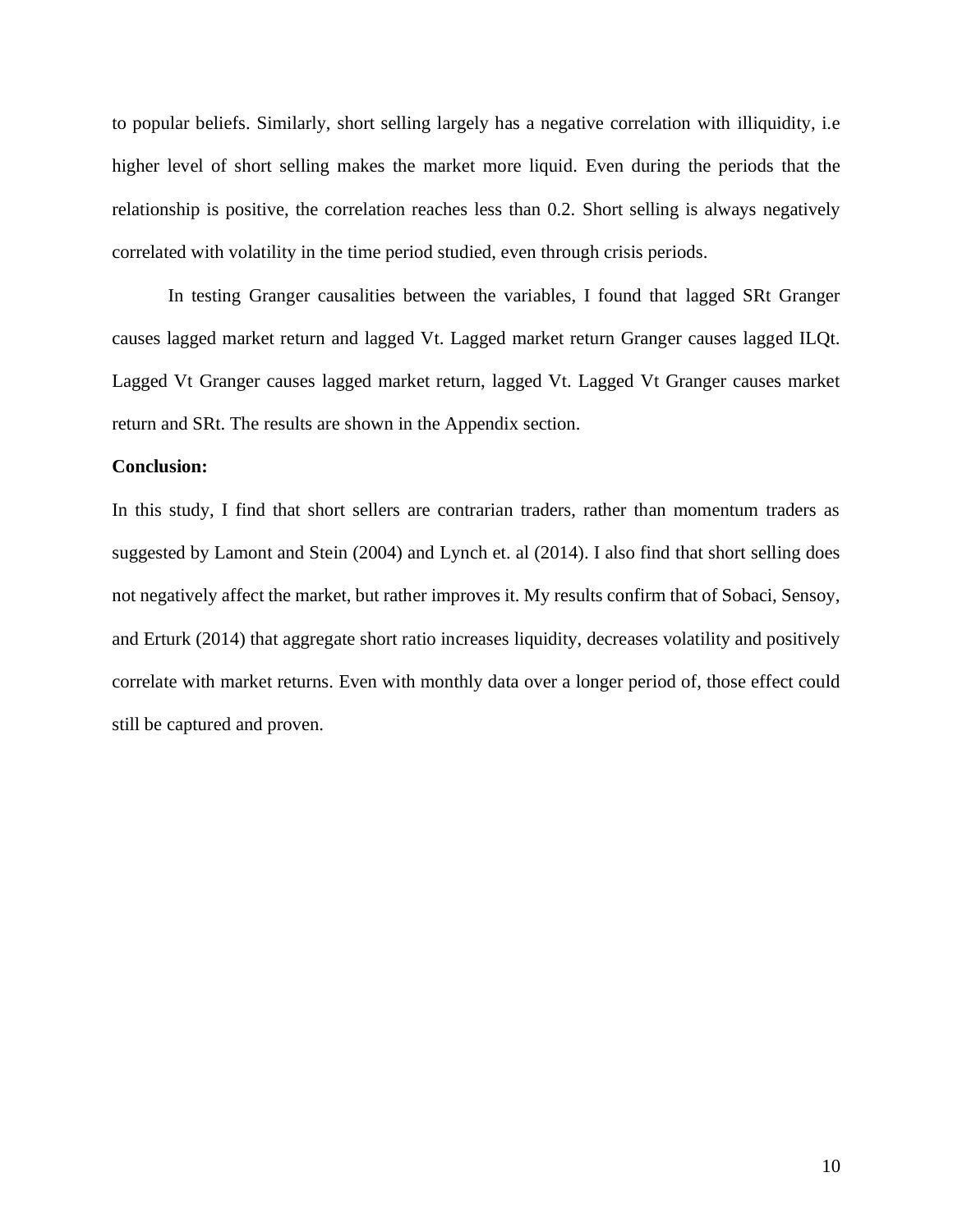to popular beliefs. Similarly, short selling largely has a negative correlation with illiquidity, i.e higher level of short selling makes the market more liquid. Even during the periods that the relationship is positive, the correlation reaches less than 0.2. Short selling is always negatively correlated with volatility in the time period studied, even through crisis periods.

In testing Granger causalities between the variables, I found that lagged SRt Granger causes lagged market return and lagged Vt. Lagged market return Granger causes lagged ILQt. Lagged Vt Granger causes lagged market return, lagged Vt. Lagged Vt Granger causes market return and SRt. The results are shown in the Appendix section.

**Conclusion:**

In this study, I find that short sellers are contrarian traders, rather than momentum traders as suggested by Lamont and Stein (2004) and Lynch et. al (2014). I also find that short selling does not negatively affect the market, but rather improves it. My results confirm that of Sobaci, Sensoy, and Erturk (2014) that aggregate short ratio increases liquidity, decreases volatility and positively correlate with market returns. Even with monthly data over a longer period of, those effect could still be captured and proven.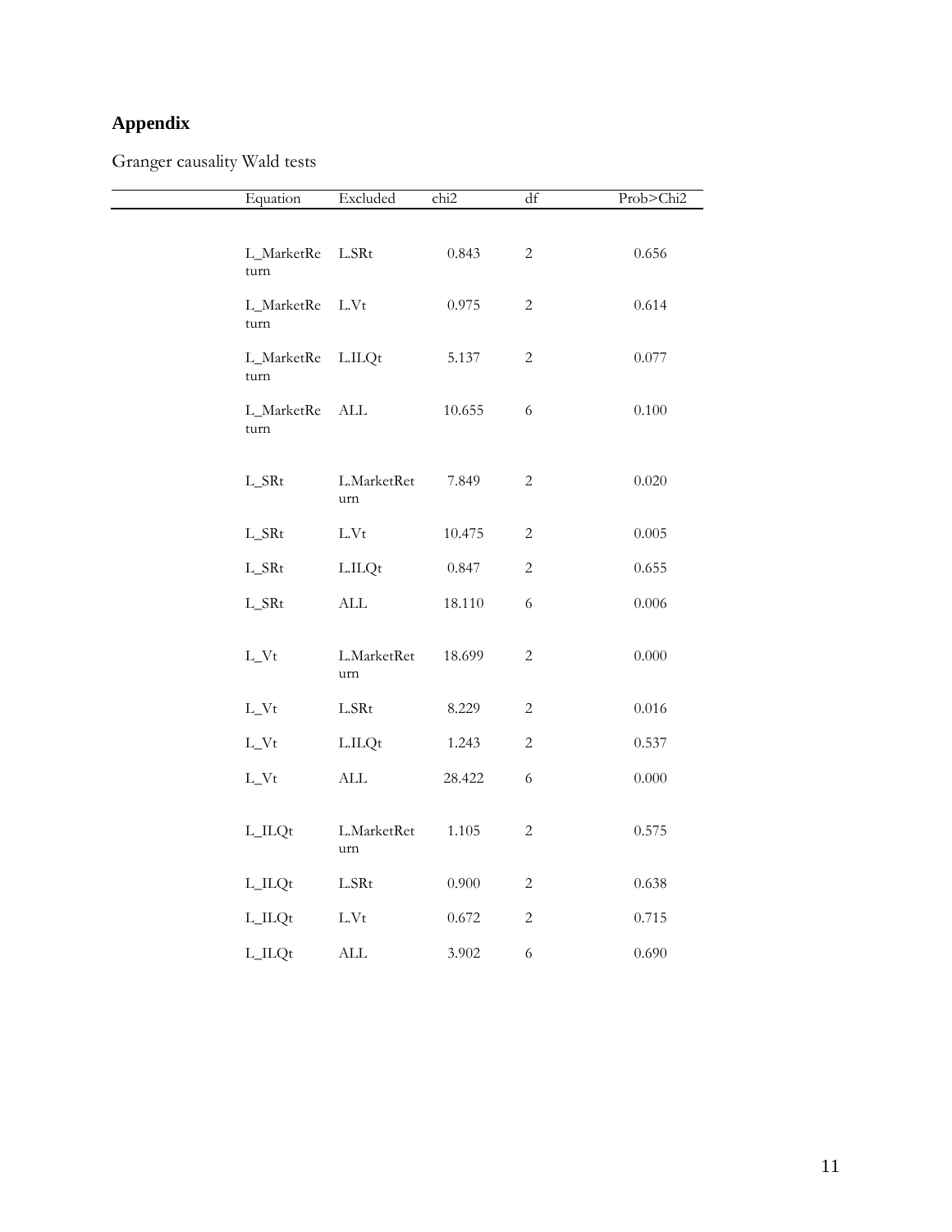# Appendix

Granger causality Wald tests

| Equation | Excluded | chi2 | df | Prob>Chi2 |
|---|---|---|---|---|
| L_MarketReturn | L.SRt | 0.843 | 2 | 0.656 |
| L_MarketReturn | L.Vt | 0.975 | 2 | 0.614 |
| L_MarketReturn | L.ILQt | 5.137 | 2 | 0.077 |
| L_MarketReturn | ALL | 10.655 | 6 | 0.100 |
| L_SRt | L.MarketReturn | 7.849 | 2 | 0.020 |
| L_SRt | L.Vt | 10.475 | 2 | 0.005 |
| L_SRt | L.ILQt | 0.847 | 2 | 0.655 |
| L_SRt | ALL | 18.110 | 6 | 0.006 |
| L_Vt | L.MarketReturn | 18.699 | 2 | 0.000 |
| L_Vt | L.SRt | 8.229 | 2 | 0.016 |
| L_Vt | L.ILQt | 1.243 | 2 | 0.537 |
| L_Vt | ALL | 28.422 | 6 | 0.000 |
| L_ILQt | L.MarketReturn | 1.105 | 2 | 0.575 |
| L_ILQt | L.SRt | 0.900 | 2 | 0.638 |
| L_ILQt | L.Vt | 0.672 | 2 | 0.715 |
| L_ILQt | ALL | 3.902 | 6 | 0.690 |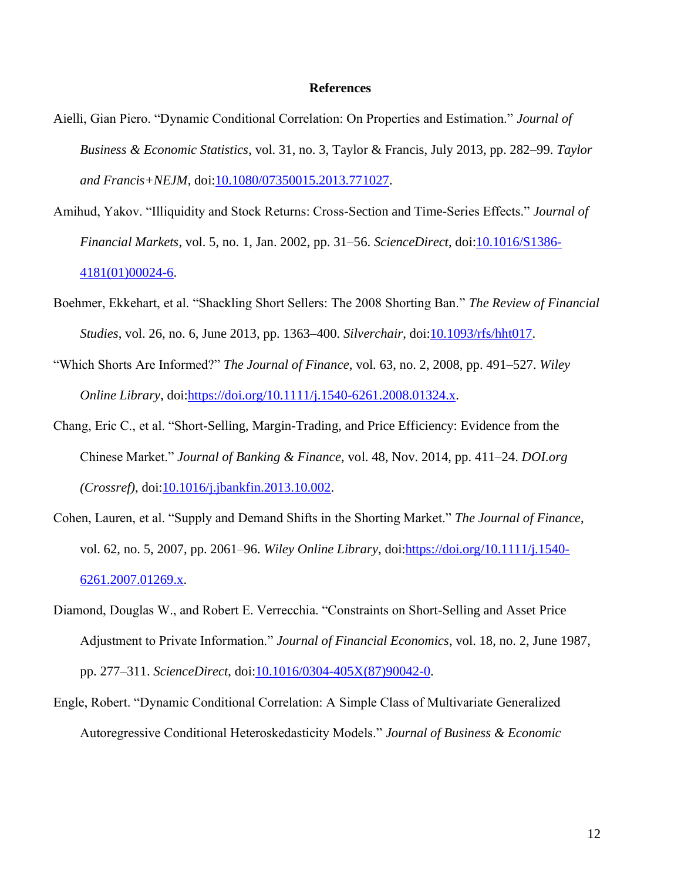# References

Aielli, Gian Piero. "Dynamic Conditional Correlation: On Properties and Estimation." *Journal of Business & Economic Statistics*, vol. 31, no. 3, Taylor & Francis, July 2013, pp. 282–99. *Taylor and Francis+NEJM*, doi:10.1080/07350015.2013.771027.

Amihud, Yakov. "Illiquidity and Stock Returns: Cross-Section and Time-Series Effects." *Journal of Financial Markets*, vol. 5, no. 1, Jan. 2002, pp. 31–56. *ScienceDirect*, doi:10.1016/S1386-4181(01)00024-6.

Boehmer, Ekkehart, et al. "Shackling Short Sellers: The 2008 Shorting Ban." *The Review of Financial Studies*, vol. 26, no. 6, June 2013, pp. 1363–400. *Silverchair*, doi:10.1093/rfs/hht017.

"Which Shorts Are Informed?" *The Journal of Finance*, vol. 63, no. 2, 2008, pp. 491–527. *Wiley Online Library*, doi:https://doi.org/10.1111/j.1540-6261.2008.01324.x.

Chang, Eric C., et al. "Short-Selling, Margin-Trading, and Price Efficiency: Evidence from the Chinese Market." *Journal of Banking & Finance*, vol. 48, Nov. 2014, pp. 411–24. *DOI.org (Crossref)*, doi:10.1016/j.jbankfin.2013.10.002.

Cohen, Lauren, et al. "Supply and Demand Shifts in the Shorting Market." *The Journal of Finance*, vol. 62, no. 5, 2007, pp. 2061–96. *Wiley Online Library*, doi:https://doi.org/10.1111/j.1540-6261.2007.01269.x.

Diamond, Douglas W., and Robert E. Verrecchia. "Constraints on Short-Selling and Asset Price Adjustment to Private Information." *Journal of Financial Economics*, vol. 18, no. 2, June 1987, pp. 277–311. *ScienceDirect*, doi:10.1016/0304-405X(87)90042-0.

Engle, Robert. "Dynamic Conditional Correlation: A Simple Class of Multivariate Generalized Autoregressive Conditional Heteroskedasticity Models." *Journal of Business & Economic*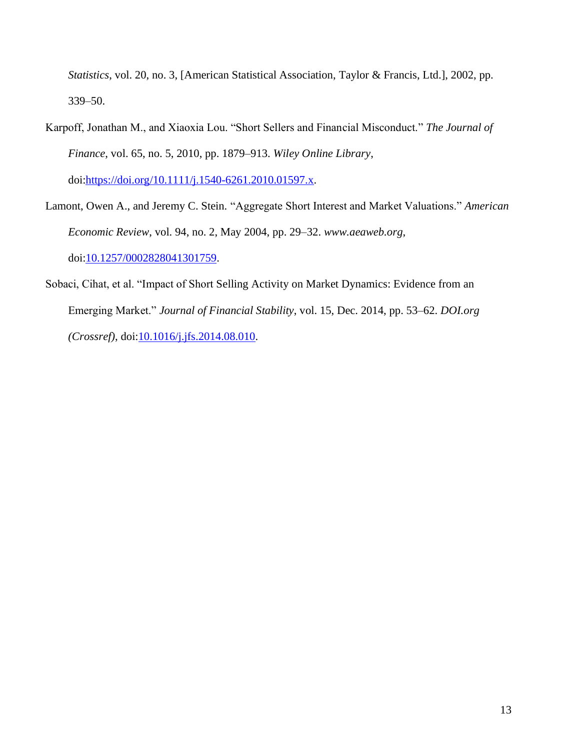*Statistics*, vol. 20, no. 3, [American Statistical Association, Taylor & Francis, Ltd.], 2002, pp. 339–50.

Karpoff, Jonathan M., and Xiaoxia Lou. "Short Sellers and Financial Misconduct." *The Journal of Finance*, vol. 65, no. 5, 2010, pp. 1879–913. *Wiley Online Library*, doi:https://doi.org/10.1111/j.1540-6261.2010.01597.x.

Lamont, Owen A., and Jeremy C. Stein. "Aggregate Short Interest and Market Valuations." *American Economic Review*, vol. 94, no. 2, May 2004, pp. 29–32. *www.aeaweb.org*, doi:10.1257/0002828041301759.

Sobaci, Cihat, et al. "Impact of Short Selling Activity on Market Dynamics: Evidence from an Emerging Market." *Journal of Financial Stability*, vol. 15, Dec. 2014, pp. 53–62. *DOI.org (Crossref)*, doi:10.1016/j.jfs.2014.08.010.